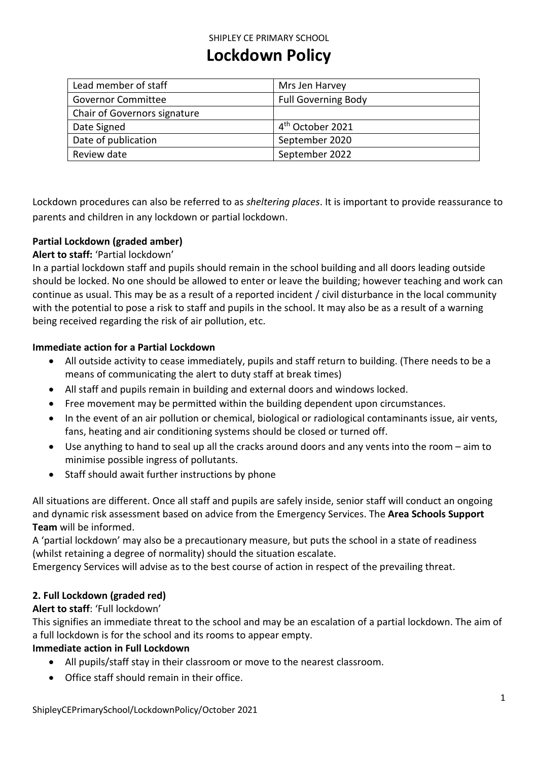SHIPLEY CE PRIMARY SCHOOL

# Lockdown Policy

| Lead member of staff | Mrs Jen Harvey |
|---|---|
| Governor Committee | Full Governing Body |
| Chair of Governors signature | |
| Date Signed | 4th October 2021 |
| Date of publication | September 2020 |
| Review date | September 2022 |

Lockdown procedures can also be referred to as *sheltering places*. It is important to provide reassurance to parents and children in any lockdown or partial lockdown.

**Partial Lockdown (graded amber)**

**Alert to staff:** 'Partial lockdown'

In a partial lockdown staff and pupils should remain in the school building and all doors leading outside should be locked. No one should be allowed to enter or leave the building; however teaching and work can continue as usual. This may be as a result of a reported incident / civil disturbance in the local community with the potential to pose a risk to staff and pupils in the school. It may also be as a result of a warning being received regarding the risk of air pollution, etc.

**Immediate action for a Partial Lockdown**

- All outside activity to cease immediately, pupils and staff return to building. (There needs to be a means of communicating the alert to duty staff at break times)
- All staff and pupils remain in building and external doors and windows locked.
- Free movement may be permitted within the building dependent upon circumstances.
- In the event of an air pollution or chemical, biological or radiological contaminants issue, air vents, fans, heating and air conditioning systems should be closed or turned off.
- Use anything to hand to seal up all the cracks around doors and any vents into the room – aim to minimise possible ingress of pollutants.
- Staff should await further instructions by phone

All situations are different. Once all staff and pupils are safely inside, senior staff will conduct an ongoing and dynamic risk assessment based on advice from the Emergency Services. The **Area Schools Support Team** will be informed.

A 'partial lockdown' may also be a precautionary measure, but puts the school in a state of readiness (whilst retaining a degree of normality) should the situation escalate.

Emergency Services will advise as to the best course of action in respect of the prevailing threat.

**2. Full Lockdown (graded red)**

**Alert to staff**: 'Full lockdown'

This signifies an immediate threat to the school and may be an escalation of a partial lockdown. The aim of a full lockdown is for the school and its rooms to appear empty.

**Immediate action in Full Lockdown**

- All pupils/staff stay in their classroom or move to the nearest classroom.
- Office staff should remain in their office.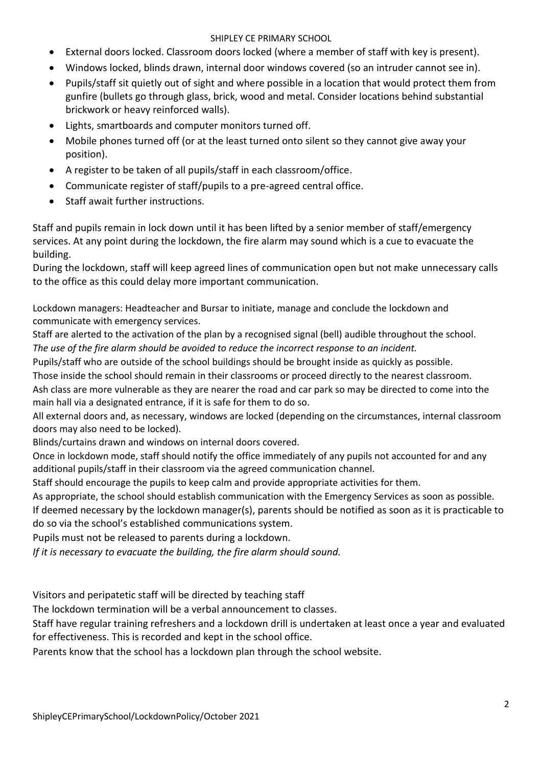- External doors locked. Classroom doors locked (where a member of staff with key is present).
- Windows locked, blinds drawn, internal door windows covered (so an intruder cannot see in).
- Pupils/staff sit quietly out of sight and where possible in a location that would protect them from gunfire (bullets go through glass, brick, wood and metal. Consider locations behind substantial brickwork or heavy reinforced walls).
- Lights, smartboards and computer monitors turned off.
- Mobile phones turned off (or at the least turned onto silent so they cannot give away your position).
- A register to be taken of all pupils/staff in each classroom/office.
- Communicate register of staff/pupils to a pre-agreed central office.
- Staff await further instructions.

Staff and pupils remain in lock down until it has been lifted by a senior member of staff/emergency services. At any point during the lockdown, the fire alarm may sound which is a cue to evacuate the building.
During the lockdown, staff will keep agreed lines of communication open but not make unnecessary calls to the office as this could delay more important communication.

Lockdown managers: Headteacher and Bursar to initiate, manage and conclude the lockdown and communicate with emergency services.
Staff are alerted to the activation of the plan by a recognised signal (bell) audible throughout the school.
*The use of the fire alarm should be avoided to reduce the incorrect response to an incident.*
Pupils/staff who are outside of the school buildings should be brought inside as quickly as possible.
Those inside the school should remain in their classrooms or proceed directly to the nearest classroom.
Ash class are more vulnerable as they are nearer the road and car park so may be directed to come into the main hall via a designated entrance, if it is safe for them to do so.
All external doors and, as necessary, windows are locked (depending on the circumstances, internal classroom doors may also need to be locked).
Blinds/curtains drawn and windows on internal doors covered.
Once in lockdown mode, staff should notify the office immediately of any pupils not accounted for and any additional pupils/staff in their classroom via the agreed communication channel.
Staff should encourage the pupils to keep calm and provide appropriate activities for them.
As appropriate, the school should establish communication with the Emergency Services as soon as possible.
If deemed necessary by the lockdown manager(s), parents should be notified as soon as it is practicable to do so via the school's established communications system.
Pupils must not be released to parents during a lockdown.
*If it is necessary to evacuate the building, the fire alarm should sound.*

Visitors and peripatetic staff will be directed by teaching staff
The lockdown termination will be a verbal announcement to classes.
Staff have regular training refreshers and a lockdown drill is undertaken at least once a year and evaluated for effectiveness. This is recorded and kept in the school office.
Parents know that the school has a lockdown plan through the school website.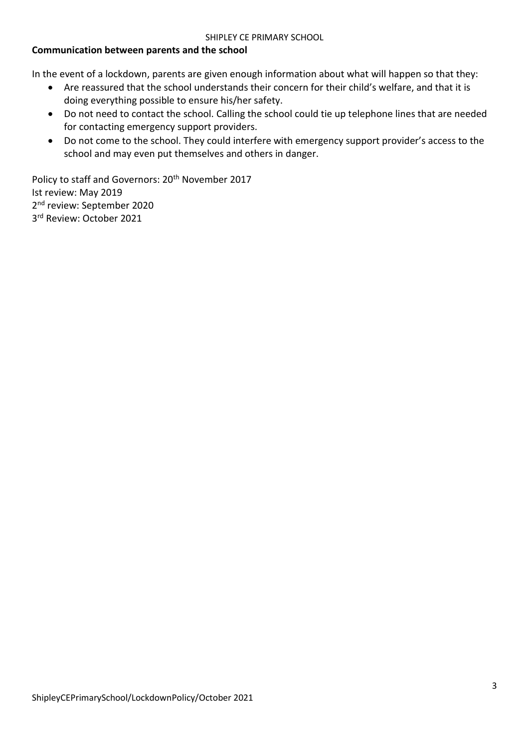**Communication between parents and the school**

In the event of a lockdown, parents are given enough information about what will happen so that they:

- Are reassured that the school understands their concern for their child's welfare, and that it is doing everything possible to ensure his/her safety.
- Do not need to contact the school. Calling the school could tie up telephone lines that are needed for contacting emergency support providers.
- Do not come to the school. They could interfere with emergency support provider's access to the school and may even put themselves and others in danger.

Policy to staff and Governors: 20th November 2017
Ist review: May 2019
2nd review: September 2020
3rd Review: October 2021